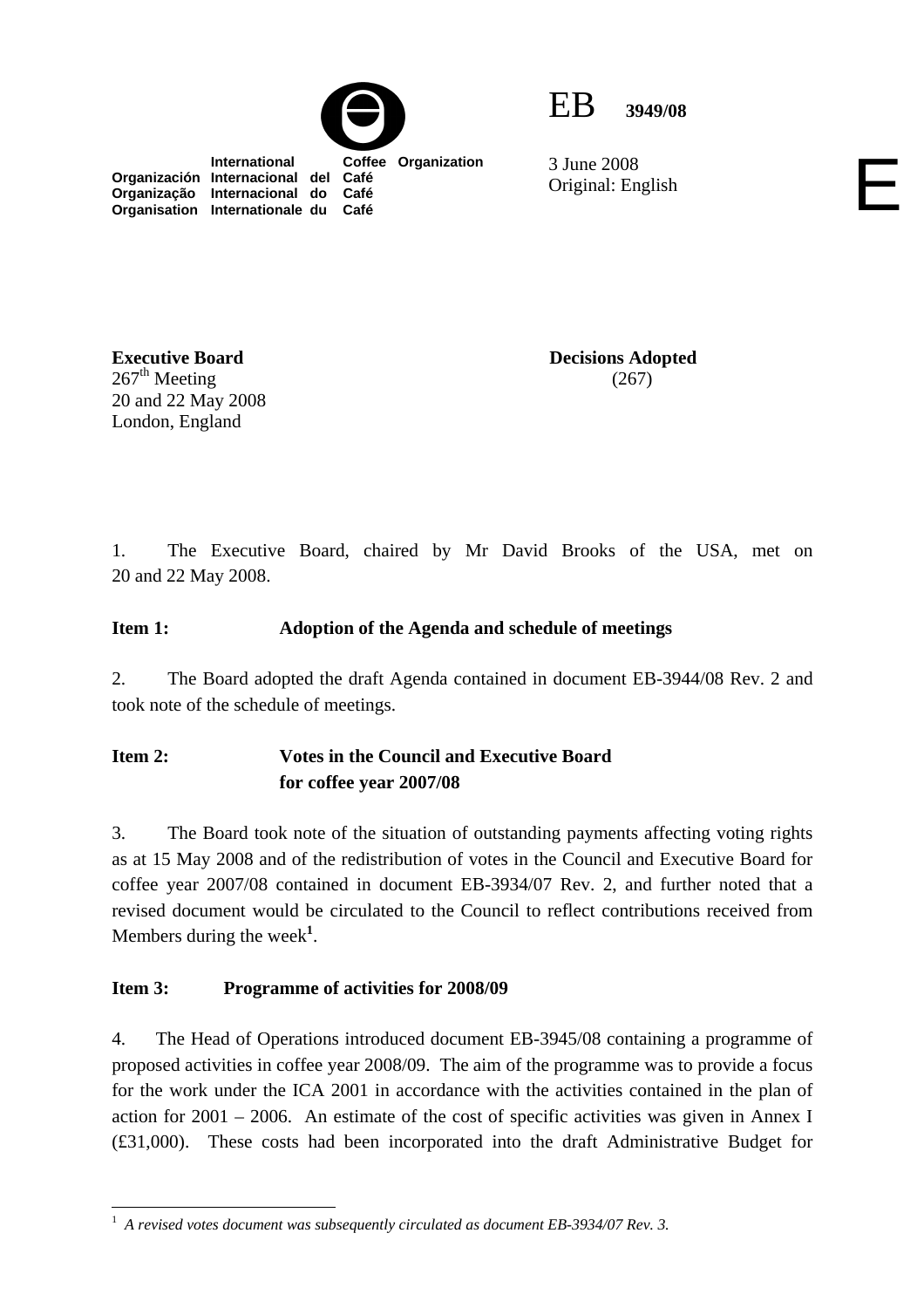International Coffee Organization
Organización Internacional del Café
Organização Internacional do Café
Organisation Internationale du Café

EB 3949/08

3 June 2008
Original: English

E

**Executive Board**
267th Meeting
20 and 22 May 2008
London, England

**Decisions Adopted**
(267)

1. The Executive Board, chaired by Mr David Brooks of the USA, met on 20 and 22 May 2008.

**Item 1: Adoption of the Agenda and schedule of meetings**

2. The Board adopted the draft Agenda contained in document EB-3944/08 Rev. 2 and took note of the schedule of meetings.

**Item 2: Votes in the Council and Executive Board for coffee year 2007/08**

3. The Board took note of the situation of outstanding payments affecting voting rights as at 15 May 2008 and of the redistribution of votes in the Council and Executive Board for coffee year 2007/08 contained in document EB-3934/07 Rev. 2, and further noted that a revised document would be circulated to the Council to reflect contributions received from Members during the week[1].

**Item 3: Programme of activities for 2008/09**

4. The Head of Operations introduced document EB-3945/08 containing a programme of proposed activities in coffee year 2008/09. The aim of the programme was to provide a focus for the work under the ICA 2001 in accordance with the activities contained in the plan of action for 2001 – 2006. An estimate of the cost of specific activities was given in Annex I (£31,000). These costs had been incorporated into the draft Administrative Budget for

[1] *A revised votes document was subsequently circulated as document EB-3934/07 Rev. 3.*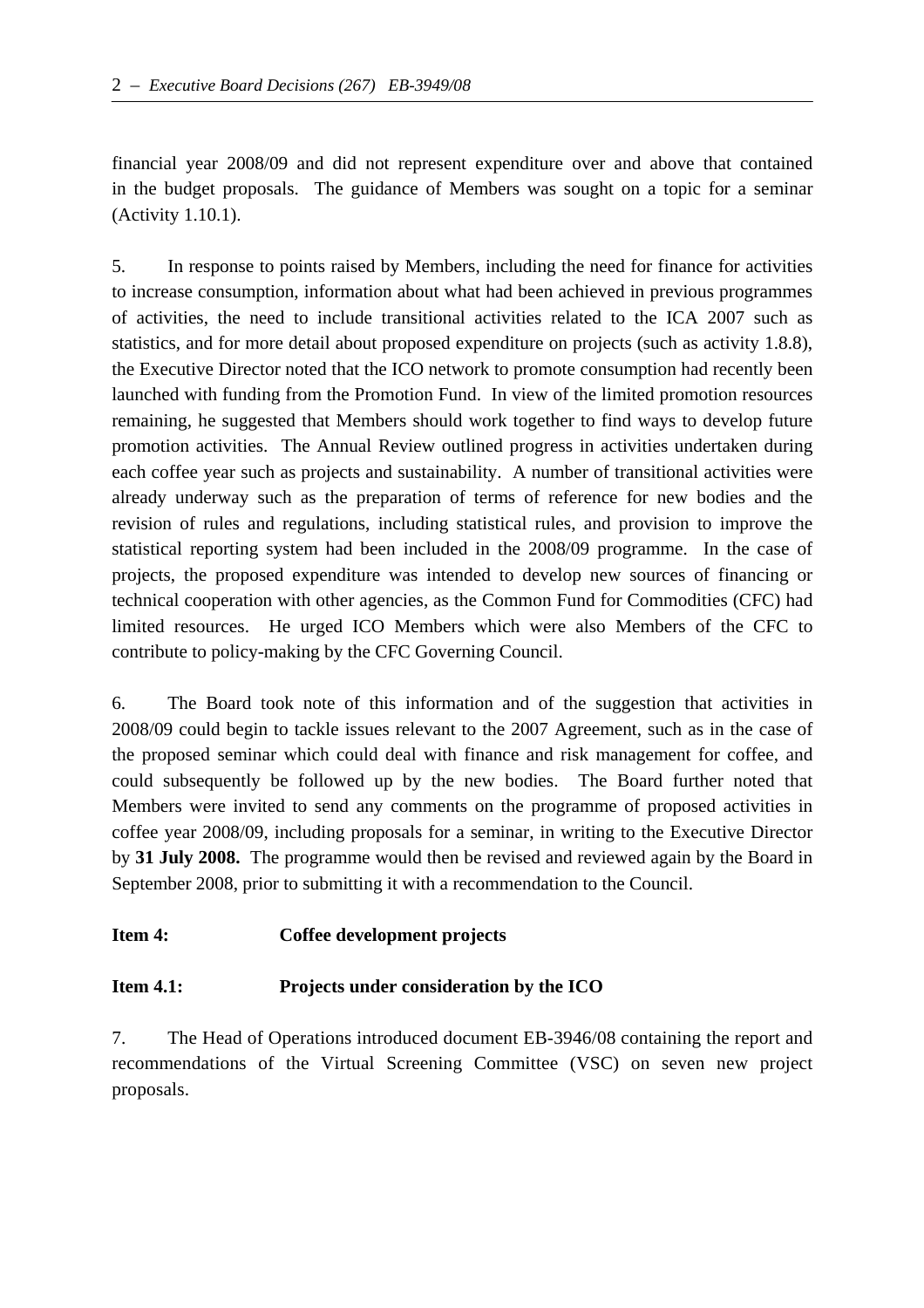financial year 2008/09 and did not represent expenditure over and above that contained in the budget proposals. The guidance of Members was sought on a topic for a seminar (Activity 1.10.1).

5. In response to points raised by Members, including the need for finance for activities to increase consumption, information about what had been achieved in previous programmes of activities, the need to include transitional activities related to the ICA 2007 such as statistics, and for more detail about proposed expenditure on projects (such as activity 1.8.8), the Executive Director noted that the ICO network to promote consumption had recently been launched with funding from the Promotion Fund. In view of the limited promotion resources remaining, he suggested that Members should work together to find ways to develop future promotion activities. The Annual Review outlined progress in activities undertaken during each coffee year such as projects and sustainability. A number of transitional activities were already underway such as the preparation of terms of reference for new bodies and the revision of rules and regulations, including statistical rules, and provision to improve the statistical reporting system had been included in the 2008/09 programme. In the case of projects, the proposed expenditure was intended to develop new sources of financing or technical cooperation with other agencies, as the Common Fund for Commodities (CFC) had limited resources. He urged ICO Members which were also Members of the CFC to contribute to policy-making by the CFC Governing Council.

6. The Board took note of this information and of the suggestion that activities in 2008/09 could begin to tackle issues relevant to the 2007 Agreement, such as in the case of the proposed seminar which could deal with finance and risk management for coffee, and could subsequently be followed up by the new bodies. The Board further noted that Members were invited to send any comments on the programme of proposed activities in coffee year 2008/09, including proposals for a seminar, in writing to the Executive Director by **31 July 2008.** The programme would then be revised and reviewed again by the Board in September 2008, prior to submitting it with a recommendation to the Council.

**Item 4: Coffee development projects**

**Item 4.1: Projects under consideration by the ICO**

7. The Head of Operations introduced document EB-3946/08 containing the report and recommendations of the Virtual Screening Committee (VSC) on seven new project proposals.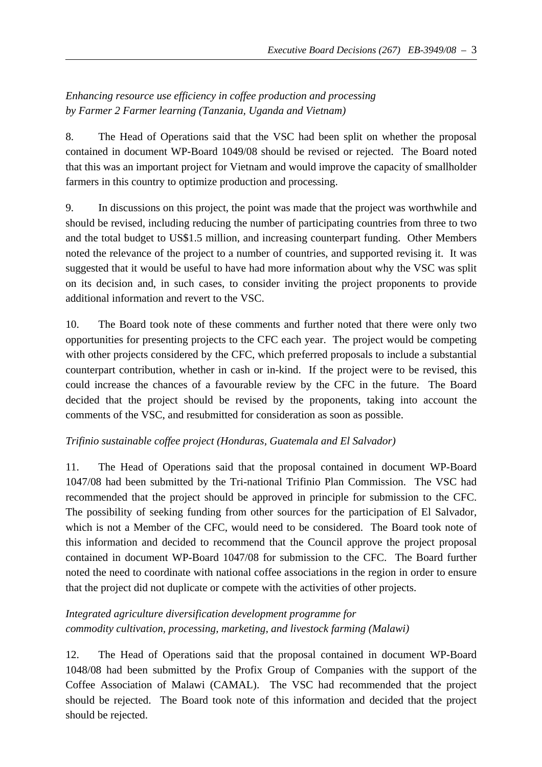*Enhancing resource use efficiency in coffee production and processing by Farmer 2 Farmer learning (Tanzania, Uganda and Vietnam)*

8. The Head of Operations said that the VSC had been split on whether the proposal contained in document WP-Board 1049/08 should be revised or rejected. The Board noted that this was an important project for Vietnam and would improve the capacity of smallholder farmers in this country to optimize production and processing.

9. In discussions on this project, the point was made that the project was worthwhile and should be revised, including reducing the number of participating countries from three to two and the total budget to US$1.5 million, and increasing counterpart funding. Other Members noted the relevance of the project to a number of countries, and supported revising it. It was suggested that it would be useful to have had more information about why the VSC was split on its decision and, in such cases, to consider inviting the project proponents to provide additional information and revert to the VSC.

10. The Board took note of these comments and further noted that there were only two opportunities for presenting projects to the CFC each year. The project would be competing with other projects considered by the CFC, which preferred proposals to include a substantial counterpart contribution, whether in cash or in-kind. If the project were to be revised, this could increase the chances of a favourable review by the CFC in the future. The Board decided that the project should be revised by the proponents, taking into account the comments of the VSC, and resubmitted for consideration as soon as possible.

*Trifinio sustainable coffee project (Honduras, Guatemala and El Salvador)*

11. The Head of Operations said that the proposal contained in document WP-Board 1047/08 had been submitted by the Tri-national Trifinio Plan Commission. The VSC had recommended that the project should be approved in principle for submission to the CFC. The possibility of seeking funding from other sources for the participation of El Salvador, which is not a Member of the CFC, would need to be considered. The Board took note of this information and decided to recommend that the Council approve the project proposal contained in document WP-Board 1047/08 for submission to the CFC. The Board further noted the need to coordinate with national coffee associations in the region in order to ensure that the project did not duplicate or compete with the activities of other projects.

*Integrated agriculture diversification development programme for commodity cultivation, processing, marketing, and livestock farming (Malawi)*

12. The Head of Operations said that the proposal contained in document WP-Board 1048/08 had been submitted by the Profix Group of Companies with the support of the Coffee Association of Malawi (CAMAL). The VSC had recommended that the project should be rejected. The Board took note of this information and decided that the project should be rejected.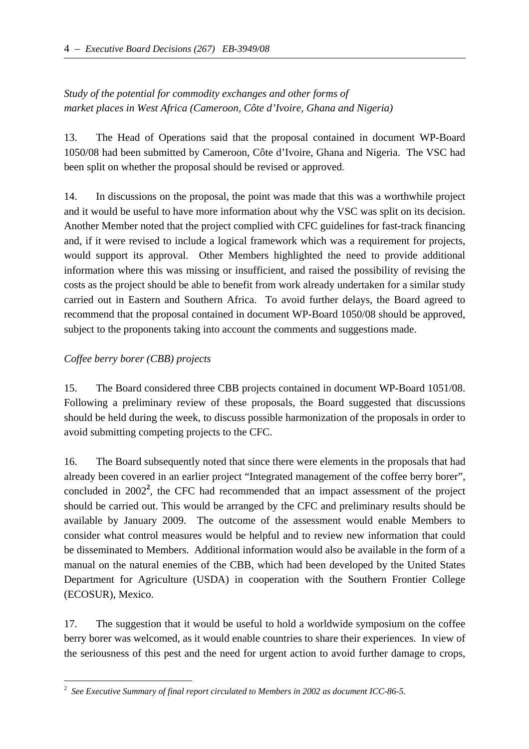*Study of the potential for commodity exchanges and other forms of market places in West Africa (Cameroon, Côte d'Ivoire, Ghana and Nigeria)*

13. The Head of Operations said that the proposal contained in document WP-Board 1050/08 had been submitted by Cameroon, Côte d'Ivoire, Ghana and Nigeria. The VSC had been split on whether the proposal should be revised or approved.

14. In discussions on the proposal, the point was made that this was a worthwhile project and it would be useful to have more information about why the VSC was split on its decision. Another Member noted that the project complied with CFC guidelines for fast-track financing and, if it were revised to include a logical framework which was a requirement for projects, would support its approval. Other Members highlighted the need to provide additional information where this was missing or insufficient, and raised the possibility of revising the costs as the project should be able to benefit from work already undertaken for a similar study carried out in Eastern and Southern Africa. To avoid further delays, the Board agreed to recommend that the proposal contained in document WP-Board 1050/08 should be approved, subject to the proponents taking into account the comments and suggestions made.

*Coffee berry borer (CBB) projects*

15. The Board considered three CBB projects contained in document WP-Board 1051/08. Following a preliminary review of these proposals, the Board suggested that discussions should be held during the week, to discuss possible harmonization of the proposals in order to avoid submitting competing projects to the CFC.

16. The Board subsequently noted that since there were elements in the proposals that had already been covered in an earlier project "Integrated management of the coffee berry borer", concluded in 2002[2], the CFC had recommended that an impact assessment of the project should be carried out. This would be arranged by the CFC and preliminary results should be available by January 2009. The outcome of the assessment would enable Members to consider what control measures would be helpful and to review new information that could be disseminated to Members. Additional information would also be available in the form of a manual on the natural enemies of the CBB, which had been developed by the United States Department for Agriculture (USDA) in cooperation with the Southern Frontier College (ECOSUR), Mexico.

17. The suggestion that it would be useful to hold a worldwide symposium on the coffee berry borer was welcomed, as it would enable countries to share their experiences. In view of the seriousness of this pest and the need for urgent action to avoid further damage to crops,

[2] *See Executive Summary of final report circulated to Members in 2002 as document ICC-86-5.*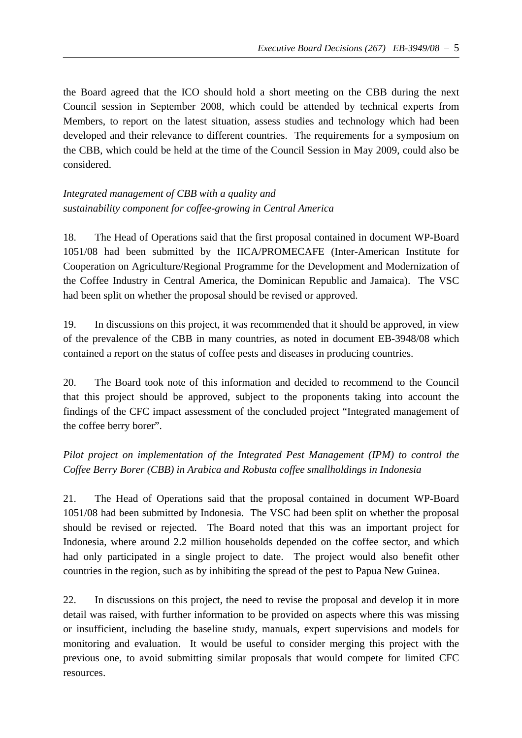the Board agreed that the ICO should hold a short meeting on the CBB during the next Council session in September 2008, which could be attended by technical experts from Members, to report on the latest situation, assess studies and technology which had been developed and their relevance to different countries. The requirements for a symposium on the CBB, which could be held at the time of the Council Session in May 2009, could also be considered.

*Integrated management of CBB with a quality and sustainability component for coffee-growing in Central America*

18. The Head of Operations said that the first proposal contained in document WP-Board 1051/08 had been submitted by the IICA/PROMECAFE (Inter-American Institute for Cooperation on Agriculture/Regional Programme for the Development and Modernization of the Coffee Industry in Central America, the Dominican Republic and Jamaica). The VSC had been split on whether the proposal should be revised or approved.

19. In discussions on this project, it was recommended that it should be approved, in view of the prevalence of the CBB in many countries, as noted in document EB-3948/08 which contained a report on the status of coffee pests and diseases in producing countries.

20. The Board took note of this information and decided to recommend to the Council that this project should be approved, subject to the proponents taking into account the findings of the CFC impact assessment of the concluded project "Integrated management of the coffee berry borer".

*Pilot project on implementation of the Integrated Pest Management (IPM) to control the Coffee Berry Borer (CBB) in Arabica and Robusta coffee smallholdings in Indonesia*

21. The Head of Operations said that the proposal contained in document WP-Board 1051/08 had been submitted by Indonesia. The VSC had been split on whether the proposal should be revised or rejected. The Board noted that this was an important project for Indonesia, where around 2.2 million households depended on the coffee sector, and which had only participated in a single project to date. The project would also benefit other countries in the region, such as by inhibiting the spread of the pest to Papua New Guinea.

22. In discussions on this project, the need to revise the proposal and develop it in more detail was raised, with further information to be provided on aspects where this was missing or insufficient, including the baseline study, manuals, expert supervisions and models for monitoring and evaluation. It would be useful to consider merging this project with the previous one, to avoid submitting similar proposals that would compete for limited CFC resources.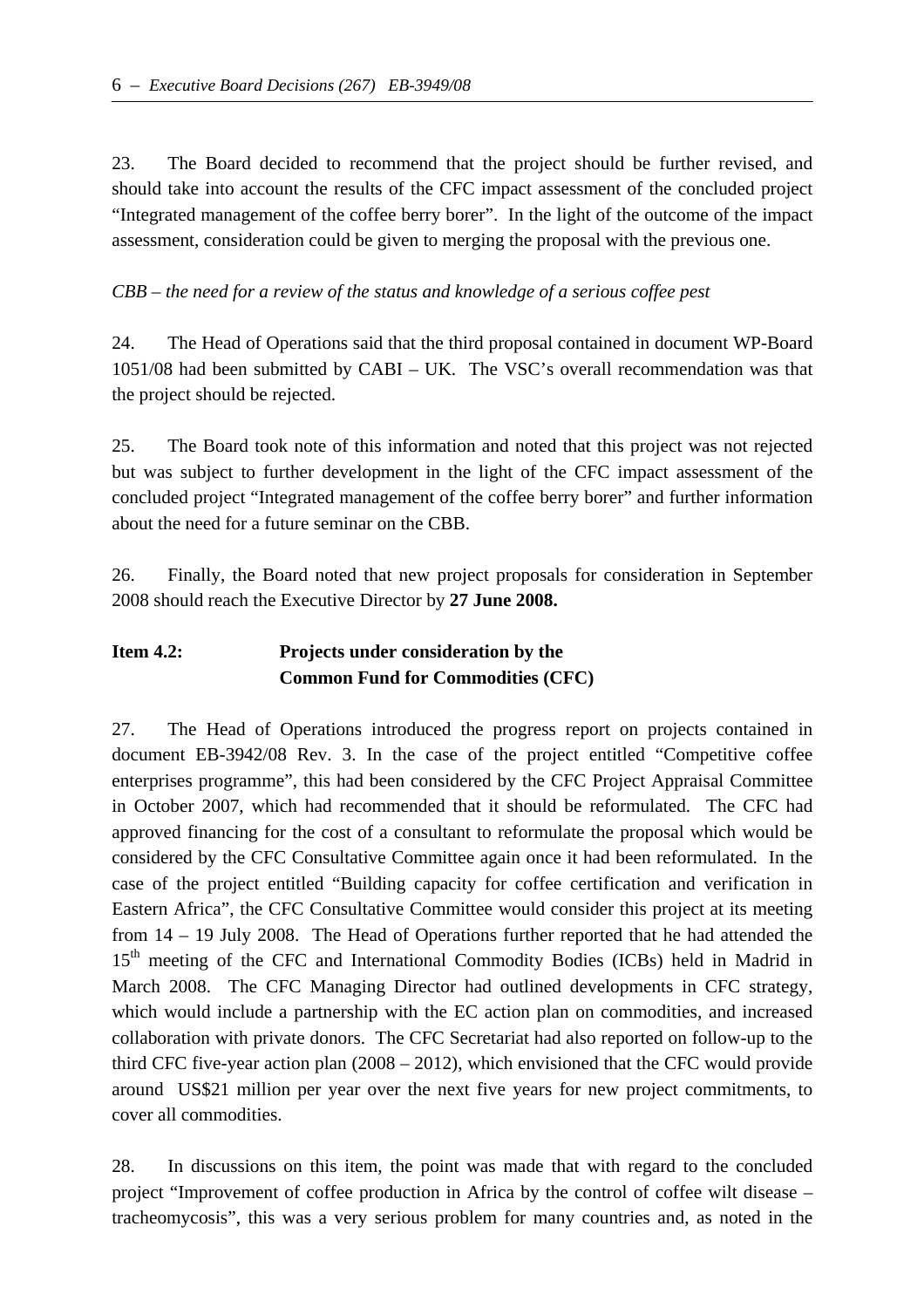23. The Board decided to recommend that the project should be further revised, and should take into account the results of the CFC impact assessment of the concluded project "Integrated management of the coffee berry borer". In the light of the outcome of the impact assessment, consideration could be given to merging the proposal with the previous one.

*CBB – the need for a review of the status and knowledge of a serious coffee pest*

24. The Head of Operations said that the third proposal contained in document WP-Board 1051/08 had been submitted by CABI – UK. The VSC's overall recommendation was that the project should be rejected.

25. The Board took note of this information and noted that this project was not rejected but was subject to further development in the light of the CFC impact assessment of the concluded project "Integrated management of the coffee berry borer" and further information about the need for a future seminar on the CBB.

26. Finally, the Board noted that new project proposals for consideration in September 2008 should reach the Executive Director by **27 June 2008.**

**Item 4.2: Projects under consideration by the Common Fund for Commodities (CFC)**

27. The Head of Operations introduced the progress report on projects contained in document EB-3942/08 Rev. 3. In the case of the project entitled "Competitive coffee enterprises programme", this had been considered by the CFC Project Appraisal Committee in October 2007, which had recommended that it should be reformulated. The CFC had approved financing for the cost of a consultant to reformulate the proposal which would be considered by the CFC Consultative Committee again once it had been reformulated. In the case of the project entitled "Building capacity for coffee certification and verification in Eastern Africa", the CFC Consultative Committee would consider this project at its meeting from 14 – 19 July 2008. The Head of Operations further reported that he had attended the 15th meeting of the CFC and International Commodity Bodies (ICBs) held in Madrid in March 2008. The CFC Managing Director had outlined developments in CFC strategy, which would include a partnership with the EC action plan on commodities, and increased collaboration with private donors. The CFC Secretariat had also reported on follow-up to the third CFC five-year action plan (2008 – 2012), which envisioned that the CFC would provide around US$21 million per year over the next five years for new project commitments, to cover all commodities.

28. In discussions on this item, the point was made that with regard to the concluded project "Improvement of coffee production in Africa by the control of coffee wilt disease – tracheomycosis", this was a very serious problem for many countries and, as noted in the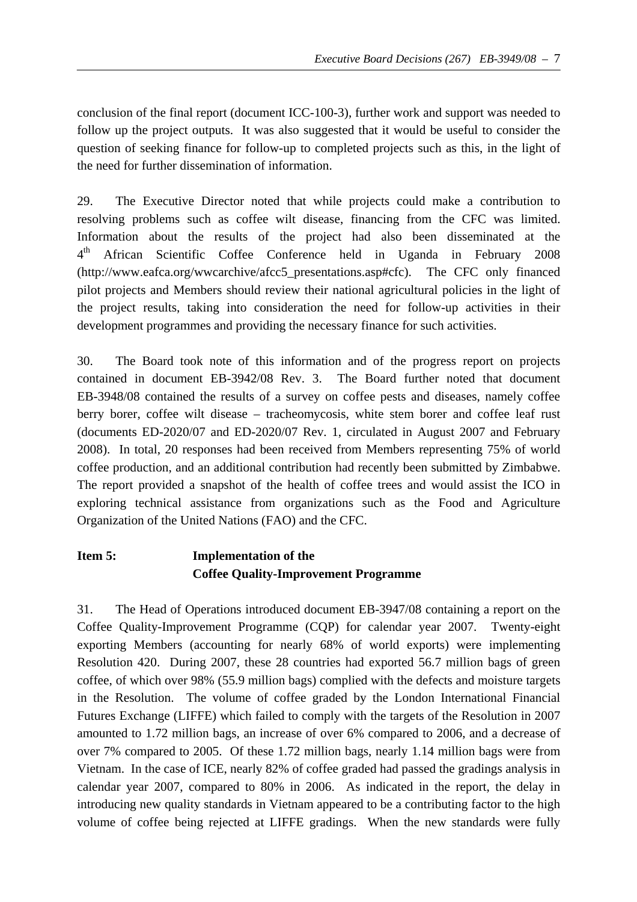conclusion of the final report (document ICC-100-3), further work and support was needed to follow up the project outputs. It was also suggested that it would be useful to consider the question of seeking finance for follow-up to completed projects such as this, in the light of the need for further dissemination of information.

29. The Executive Director noted that while projects could make a contribution to resolving problems such as coffee wilt disease, financing from the CFC was limited. Information about the results of the project had also been disseminated at the 4th African Scientific Coffee Conference held in Uganda in February 2008 (http://www.eafca.org/wwcarchive/afcc5_presentations.asp#cfc). The CFC only financed pilot projects and Members should review their national agricultural policies in the light of the project results, taking into consideration the need for follow-up activities in their development programmes and providing the necessary finance for such activities.

30. The Board took note of this information and of the progress report on projects contained in document EB-3942/08 Rev. 3. The Board further noted that document EB-3948/08 contained the results of a survey on coffee pests and diseases, namely coffee berry borer, coffee wilt disease – tracheomycosis, white stem borer and coffee leaf rust (documents ED-2020/07 and ED-2020/07 Rev. 1, circulated in August 2007 and February 2008). In total, 20 responses had been received from Members representing 75% of world coffee production, and an additional contribution had recently been submitted by Zimbabwe. The report provided a snapshot of the health of coffee trees and would assist the ICO in exploring technical assistance from organizations such as the Food and Agriculture Organization of the United Nations (FAO) and the CFC.

## Item 5: Implementation of the Coffee Quality-Improvement Programme

31. The Head of Operations introduced document EB-3947/08 containing a report on the Coffee Quality-Improvement Programme (CQP) for calendar year 2007. Twenty-eight exporting Members (accounting for nearly 68% of world exports) were implementing Resolution 420. During 2007, these 28 countries had exported 56.7 million bags of green coffee, of which over 98% (55.9 million bags) complied with the defects and moisture targets in the Resolution. The volume of coffee graded by the London International Financial Futures Exchange (LIFFE) which failed to comply with the targets of the Resolution in 2007 amounted to 1.72 million bags, an increase of over 6% compared to 2006, and a decrease of over 7% compared to 2005. Of these 1.72 million bags, nearly 1.14 million bags were from Vietnam. In the case of ICE, nearly 82% of coffee graded had passed the gradings analysis in calendar year 2007, compared to 80% in 2006. As indicated in the report, the delay in introducing new quality standards in Vietnam appeared to be a contributing factor to the high volume of coffee being rejected at LIFFE gradings. When the new standards were fully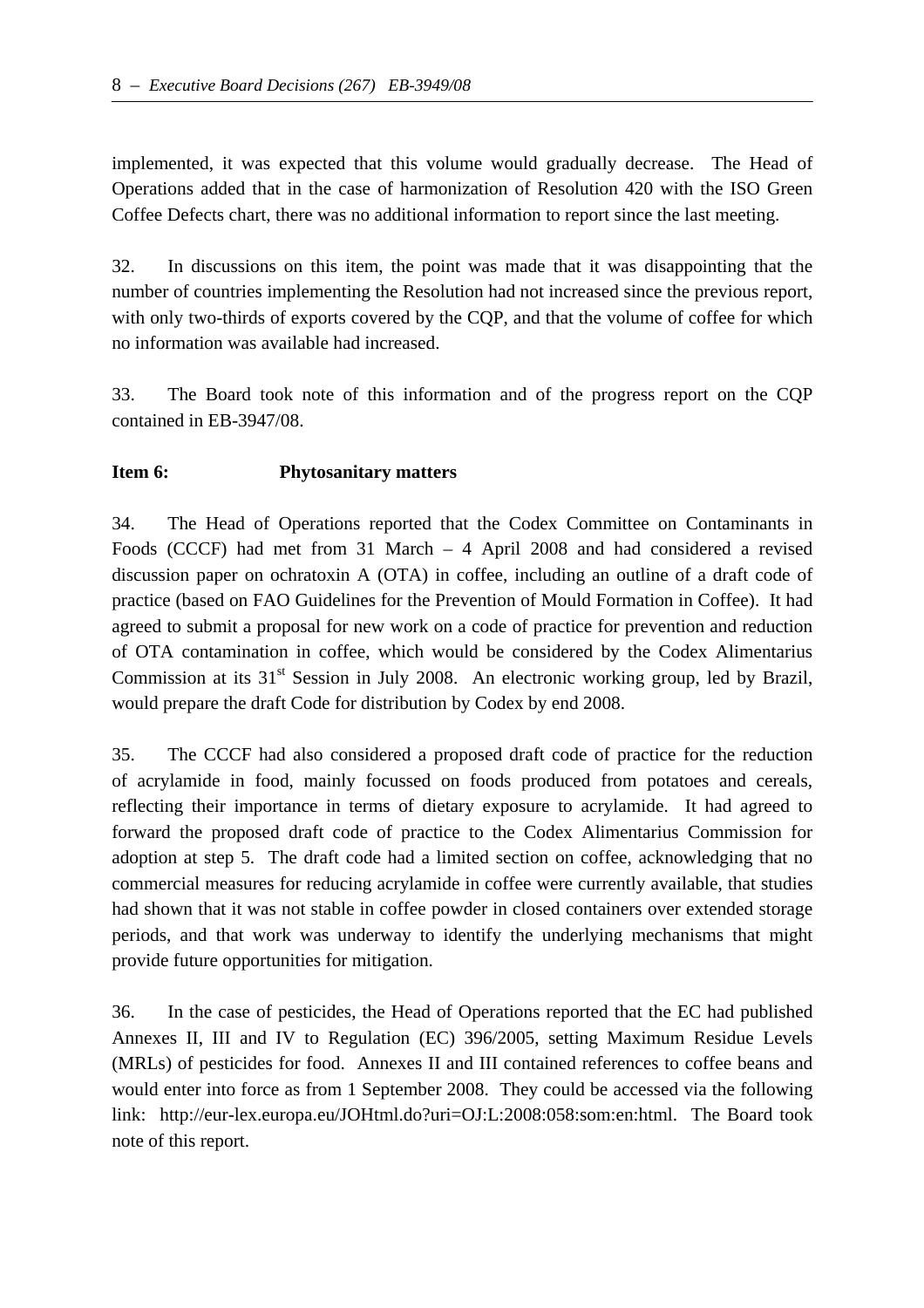implemented, it was expected that this volume would gradually decrease. The Head of Operations added that in the case of harmonization of Resolution 420 with the ISO Green Coffee Defects chart, there was no additional information to report since the last meeting.

32. In discussions on this item, the point was made that it was disappointing that the number of countries implementing the Resolution had not increased since the previous report, with only two-thirds of exports covered by the CQP, and that the volume of coffee for which no information was available had increased.

33. The Board took note of this information and of the progress report on the CQP contained in EB-3947/08.

**Item 6: Phytosanitary matters**

34. The Head of Operations reported that the Codex Committee on Contaminants in Foods (CCCF) had met from 31 March – 4 April 2008 and had considered a revised discussion paper on ochratoxin A (OTA) in coffee, including an outline of a draft code of practice (based on FAO Guidelines for the Prevention of Mould Formation in Coffee). It had agreed to submit a proposal for new work on a code of practice for prevention and reduction of OTA contamination in coffee, which would be considered by the Codex Alimentarius Commission at its 31st Session in July 2008. An electronic working group, led by Brazil, would prepare the draft Code for distribution by Codex by end 2008.

35. The CCCF had also considered a proposed draft code of practice for the reduction of acrylamide in food, mainly focussed on foods produced from potatoes and cereals, reflecting their importance in terms of dietary exposure to acrylamide. It had agreed to forward the proposed draft code of practice to the Codex Alimentarius Commission for adoption at step 5. The draft code had a limited section on coffee, acknowledging that no commercial measures for reducing acrylamide in coffee were currently available, that studies had shown that it was not stable in coffee powder in closed containers over extended storage periods, and that work was underway to identify the underlying mechanisms that might provide future opportunities for mitigation.

36. In the case of pesticides, the Head of Operations reported that the EC had published Annexes II, III and IV to Regulation (EC) 396/2005, setting Maximum Residue Levels (MRLs) of pesticides for food. Annexes II and III contained references to coffee beans and would enter into force as from 1 September 2008. They could be accessed via the following link: http://eur-lex.europa.eu/JOHtml.do?uri=OJ:L:2008:058:som:en:html. The Board took note of this report.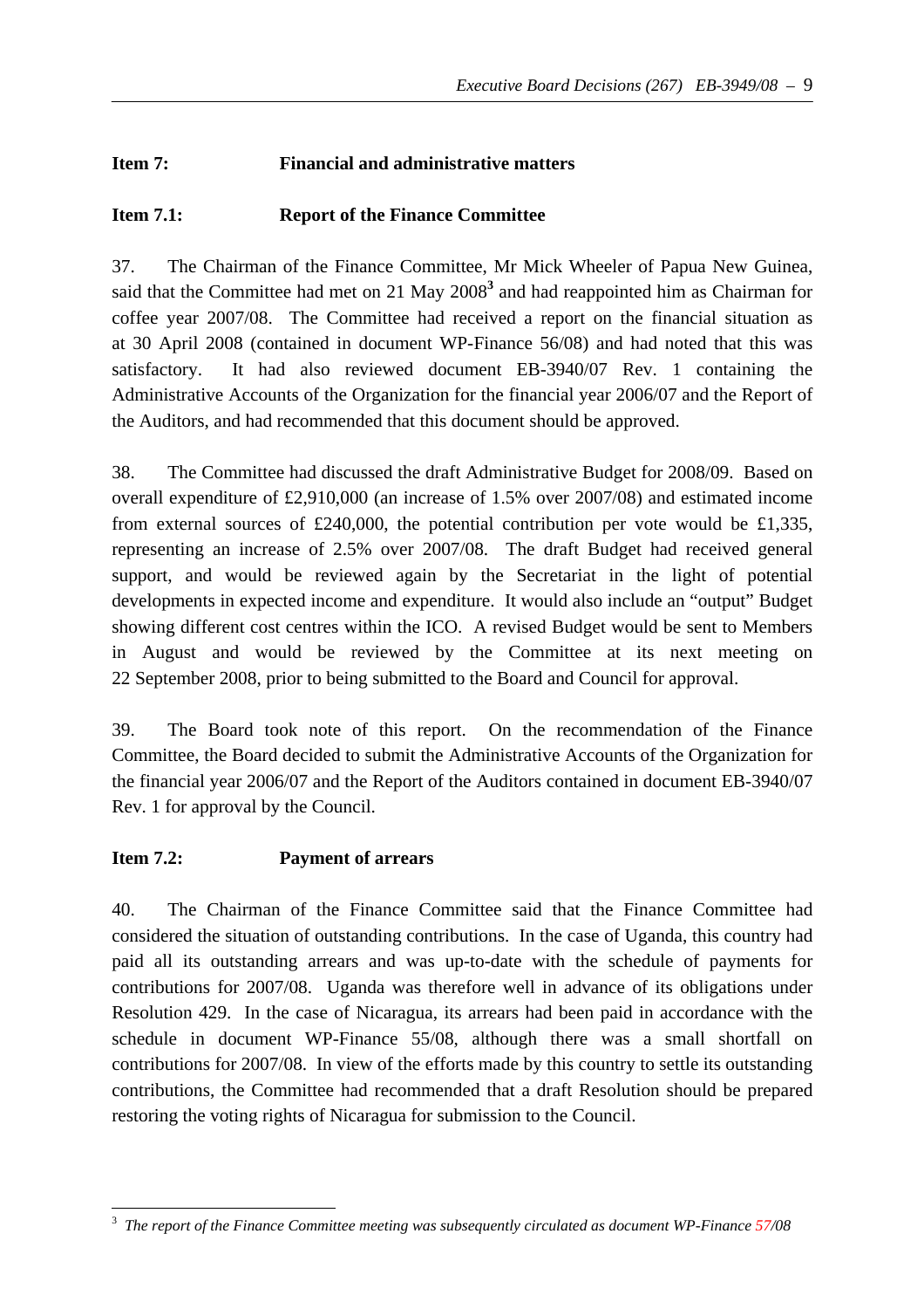**Item 7: Financial and administrative matters**

**Item 7.1: Report of the Finance Committee**

37. The Chairman of the Finance Committee, Mr Mick Wheeler of Papua New Guinea, said that the Committee had met on 21 May 2008[3] and had reappointed him as Chairman for coffee year 2007/08. The Committee had received a report on the financial situation as at 30 April 2008 (contained in document WP-Finance 56/08) and had noted that this was satisfactory. It had also reviewed document EB-3940/07 Rev. 1 containing the Administrative Accounts of the Organization for the financial year 2006/07 and the Report of the Auditors, and had recommended that this document should be approved.

38. The Committee had discussed the draft Administrative Budget for 2008/09. Based on overall expenditure of £2,910,000 (an increase of 1.5% over 2007/08) and estimated income from external sources of £240,000, the potential contribution per vote would be £1,335, representing an increase of 2.5% over 2007/08. The draft Budget had received general support, and would be reviewed again by the Secretariat in the light of potential developments in expected income and expenditure. It would also include an "output" Budget showing different cost centres within the ICO. A revised Budget would be sent to Members in August and would be reviewed by the Committee at its next meeting on 22 September 2008, prior to being submitted to the Board and Council for approval.

39. The Board took note of this report. On the recommendation of the Finance Committee, the Board decided to submit the Administrative Accounts of the Organization for the financial year 2006/07 and the Report of the Auditors contained in document EB-3940/07 Rev. 1 for approval by the Council.

**Item 7.2: Payment of arrears**

40. The Chairman of the Finance Committee said that the Finance Committee had considered the situation of outstanding contributions. In the case of Uganda, this country had paid all its outstanding arrears and was up-to-date with the schedule of payments for contributions for 2007/08. Uganda was therefore well in advance of its obligations under Resolution 429. In the case of Nicaragua, its arrears had been paid in accordance with the schedule in document WP-Finance 55/08, although there was a small shortfall on contributions for 2007/08. In view of the efforts made by this country to settle its outstanding contributions, the Committee had recommended that a draft Resolution should be prepared restoring the voting rights of Nicaragua for submission to the Council.

---

[3] *The report of the Finance Committee meeting was subsequently circulated as document WP-Finance 57/08*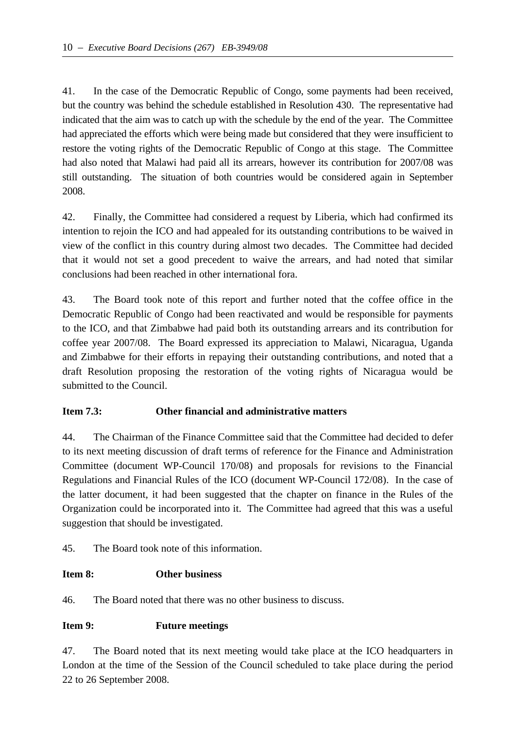41. In the case of the Democratic Republic of Congo, some payments had been received, but the country was behind the schedule established in Resolution 430. The representative had indicated that the aim was to catch up with the schedule by the end of the year. The Committee had appreciated the efforts which were being made but considered that they were insufficient to restore the voting rights of the Democratic Republic of Congo at this stage. The Committee had also noted that Malawi had paid all its arrears, however its contribution for 2007/08 was still outstanding. The situation of both countries would be considered again in September 2008.

42. Finally, the Committee had considered a request by Liberia, which had confirmed its intention to rejoin the ICO and had appealed for its outstanding contributions to be waived in view of the conflict in this country during almost two decades. The Committee had decided that it would not set a good precedent to waive the arrears, and had noted that similar conclusions had been reached in other international fora.

43. The Board took note of this report and further noted that the coffee office in the Democratic Republic of Congo had been reactivated and would be responsible for payments to the ICO, and that Zimbabwe had paid both its outstanding arrears and its contribution for coffee year 2007/08. The Board expressed its appreciation to Malawi, Nicaragua, Uganda and Zimbabwe for their efforts in repaying their outstanding contributions, and noted that a draft Resolution proposing the restoration of the voting rights of Nicaragua would be submitted to the Council.

**Item 7.3: Other financial and administrative matters**

44. The Chairman of the Finance Committee said that the Committee had decided to defer to its next meeting discussion of draft terms of reference for the Finance and Administration Committee (document WP-Council 170/08) and proposals for revisions to the Financial Regulations and Financial Rules of the ICO (document WP-Council 172/08). In the case of the latter document, it had been suggested that the chapter on finance in the Rules of the Organization could be incorporated into it. The Committee had agreed that this was a useful suggestion that should be investigated.

45. The Board took note of this information.

**Item 8: Other business**

46. The Board noted that there was no other business to discuss.

**Item 9: Future meetings**

47. The Board noted that its next meeting would take place at the ICO headquarters in London at the time of the Session of the Council scheduled to take place during the period 22 to 26 September 2008.